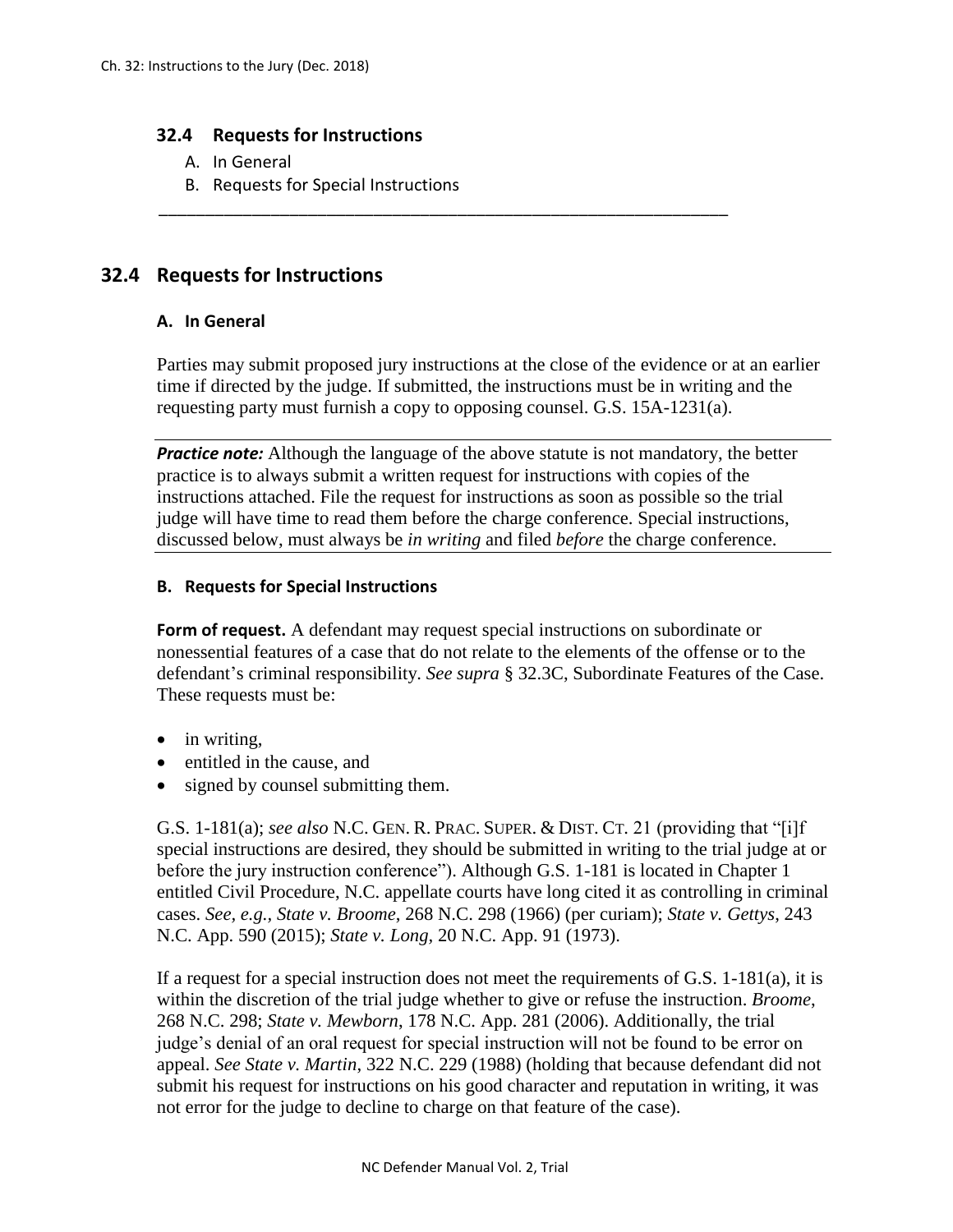## 32.4 Requests for Instructions

A. In General
B. Requests for Special Instructions

---

## 32.4 Requests for Instructions

### A. In General

Parties may submit proposed jury instructions at the close of the evidence or at an earlier time if directed by the judge. If submitted, the instructions must be in writing and the requesting party must furnish a copy to opposing counsel. G.S. 15A-1231(a).

---

***Practice note:*** Although the language of the above statute is not mandatory, the better practice is to always submit a written request for instructions with copies of the instructions attached. File the request for instructions as soon as possible so the trial judge will have time to read them before the charge conference. Special instructions, discussed below, must always be *in writing* and filed *before* the charge conference.

---

### B. Requests for Special Instructions

**Form of request.** A defendant may request special instructions on subordinate or nonessential features of a case that do not relate to the elements of the offense or to the defendant's criminal responsibility. *See supra* § 32.3C, Subordinate Features of the Case. These requests must be:

- in writing,
- entitled in the cause, and
- signed by counsel submitting them.

G.S. 1-181(a); *see also* N.C. GEN. R. PRAC. SUPER. & DIST. CT. 21 (providing that "[i]f special instructions are desired, they should be submitted in writing to the trial judge at or before the jury instruction conference"). Although G.S. 1-181 is located in Chapter 1 entitled Civil Procedure, N.C. appellate courts have long cited it as controlling in criminal cases. *See, e.g.*, *State v. Broome*, 268 N.C. 298 (1966) (per curiam); *State v. Gettys*, 243 N.C. App. 590 (2015); *State v. Long*, 20 N.C. App. 91 (1973).

If a request for a special instruction does not meet the requirements of G.S. 1-181(a), it is within the discretion of the trial judge whether to give or refuse the instruction. *Broome*, 268 N.C. 298; *State v. Mewborn*, 178 N.C. App. 281 (2006). Additionally, the trial judge's denial of an oral request for special instruction will not be found to be error on appeal. *See State v. Martin*, 322 N.C. 229 (1988) (holding that because defendant did not submit his request for instructions on his good character and reputation in writing, it was not error for the judge to decline to charge on that feature of the case).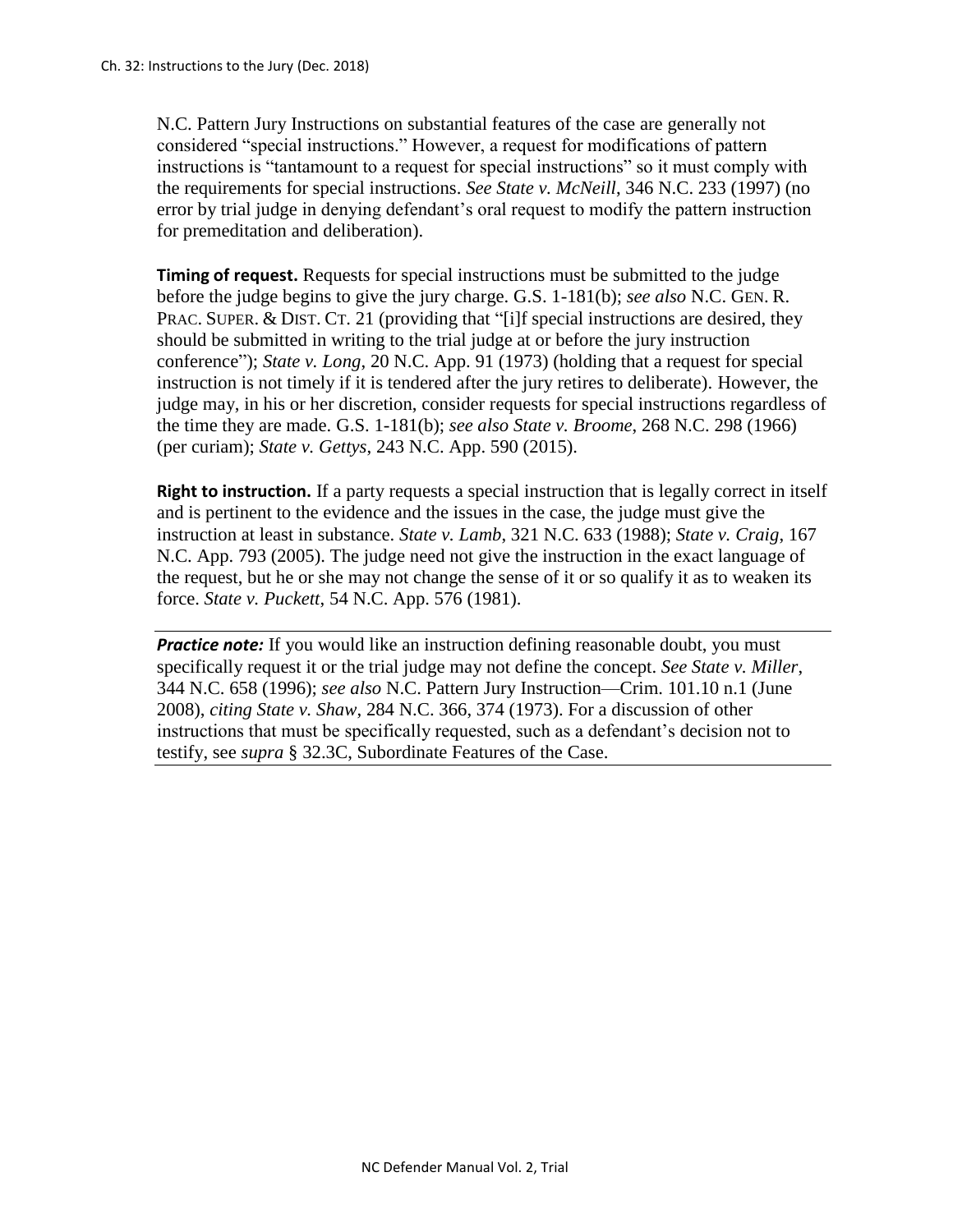N.C. Pattern Jury Instructions on substantial features of the case are generally not considered "special instructions." However, a request for modifications of pattern instructions is "tantamount to a request for special instructions" so it must comply with the requirements for special instructions. *See State v. McNeill*, 346 N.C. 233 (1997) (no error by trial judge in denying defendant's oral request to modify the pattern instruction for premeditation and deliberation).

**Timing of request.** Requests for special instructions must be submitted to the judge before the judge begins to give the jury charge. G.S. 1-181(b); *see also* N.C. GEN. R. PRAC. SUPER. & DIST. CT. 21 (providing that "[i]f special instructions are desired, they should be submitted in writing to the trial judge at or before the jury instruction conference"); *State v. Long*, 20 N.C. App. 91 (1973) (holding that a request for special instruction is not timely if it is tendered after the jury retires to deliberate). However, the judge may, in his or her discretion, consider requests for special instructions regardless of the time they are made. G.S. 1-181(b); *see also State v. Broome*, 268 N.C. 298 (1966) (per curiam); *State v. Gettys*, 243 N.C. App. 590 (2015).

**Right to instruction.** If a party requests a special instruction that is legally correct in itself and is pertinent to the evidence and the issues in the case, the judge must give the instruction at least in substance. *State v. Lamb*, 321 N.C. 633 (1988); *State v. Craig*, 167 N.C. App. 793 (2005). The judge need not give the instruction in the exact language of the request, but he or she may not change the sense of it or so qualify it as to weaken its force. *State v. Puckett*, 54 N.C. App. 576 (1981).

***Practice note:*** If you would like an instruction defining reasonable doubt, you must specifically request it or the trial judge may not define the concept. *See State v. Miller*, 344 N.C. 658 (1996); *see also* N.C. Pattern Jury Instruction—Crim. 101.10 n.1 (June 2008), *citing State v. Shaw*, 284 N.C. 366, 374 (1973). For a discussion of other instructions that must be specifically requested, such as a defendant's decision not to testify, see *supra* § 32.3C, Subordinate Features of the Case.